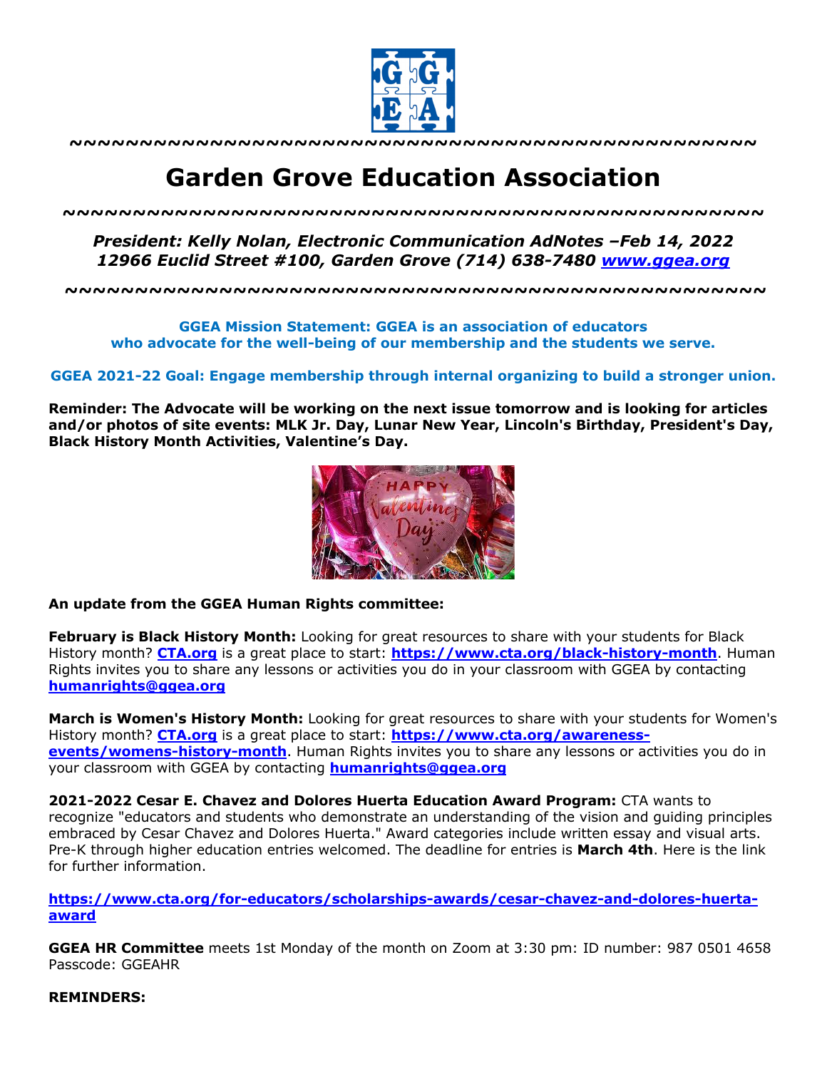~~~~~~~~~~~~~~~~~~~~~~~~~~~~~~~~~~~~~~~~~~~~~~~~~~~~~~~~~~~~~~~~

# Garden Grove Education Association

~~~~~~~~~~~~~~~~~~~~~~~~~~~~~~~~~~~~~~~~~~~~~~~~~~~~~~~~~~~~~~~~

***President: Kelly Nolan, Electronic Communication AdNotes –Feb 14, 2022***
***12966 Euclid Street #100, Garden Grove (714) 638-7480 [www.ggea.org](http://www.ggea.org)***

~~~~~~~~~~~~~~~~~~~~~~~~~~~~~~~~~~~~~~~~~~~~~~~~~~~~~~~~~~~~~~~~

**GGEA Mission Statement: GGEA is an association of educators who advocate for the well-being of our membership and the students we serve.**

**GGEA 2021-22 Goal: Engage membership through internal organizing to build a stronger union.**

**Reminder: The Advocate will be working on the next issue tomorrow and is looking for articles and/or photos of site events: MLK Jr. Day, Lunar New Year, Lincoln's Birthday, President's Day, Black History Month Activities, Valentine's Day.**

**An update from the GGEA Human Rights committee:**

**February is Black History Month:** Looking for great resources to share with your students for Black History month? **CTA.org** is a great place to start: **https://www.cta.org/black-history-month**. Human Rights invites you to share any lessons or activities you do in your classroom with GGEA by contacting **humanrights@ggea.org**

**March is Women's History Month:** Looking for great resources to share with your students for Women's History month? **CTA.org** is a great place to start: **https://www.cta.org/awareness-events/womens-history-month**. Human Rights invites you to share any lessons or activities you do in your classroom with GGEA by contacting **humanrights@ggea.org**

**2021-2022 Cesar E. Chavez and Dolores Huerta Education Award Program:** CTA wants to recognize "educators and students who demonstrate an understanding of the vision and guiding principles embraced by Cesar Chavez and Dolores Huerta." Award categories include written essay and visual arts. Pre-K through higher education entries welcomed. The deadline for entries is **March 4th**. Here is the link for further information.

**https://www.cta.org/for-educators/scholarships-awards/cesar-chavez-and-dolores-huerta-award**

**GGEA HR Committee** meets 1st Monday of the month on Zoom at 3:30 pm: ID number: 987 0501 4658 Passcode: GGEAHR

**REMINDERS:**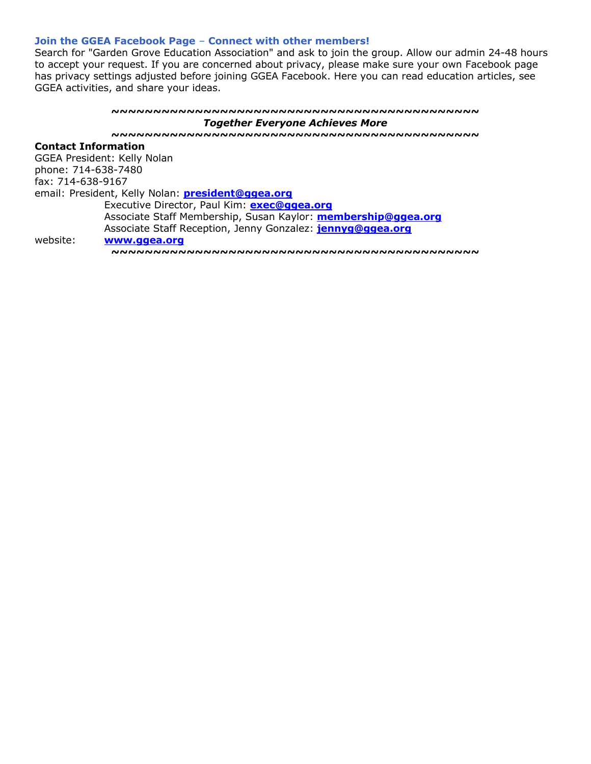### Join the GGEA Facebook Page – Connect with other members!

Search for "Garden Grove Education Association" and ask to join the group. Allow our admin 24-48 hours to accept your request. If you are concerned about privacy, please make sure your own Facebook page has privacy settings adjusted before joining GGEA Facebook. Here you can read education articles, see GGEA activities, and share your ideas.

~~~~~~~~~~~~~~~~~~~~~~~~~~~~~~~~~~~~~~~~~~~~

***Together Everyone Achieves More***

~~~~~~~~~~~~~~~~~~~~~~~~~~~~~~~~~~~~~~~~~~~~

**Contact Information**

GGEA President: Kelly Nolan
phone: 714-638-7480
fax: 714-638-9167
email: President, Kelly Nolan: **president@ggea.org**
Executive Director, Paul Kim: **exec@ggea.org**
Associate Staff Membership, Susan Kaylor: **membership@ggea.org**
Associate Staff Reception, Jenny Gonzalez: **jennyg@ggea.org**
website: **www.ggea.org**

~~~~~~~~~~~~~~~~~~~~~~~~~~~~~~~~~~~~~~~~~~~~